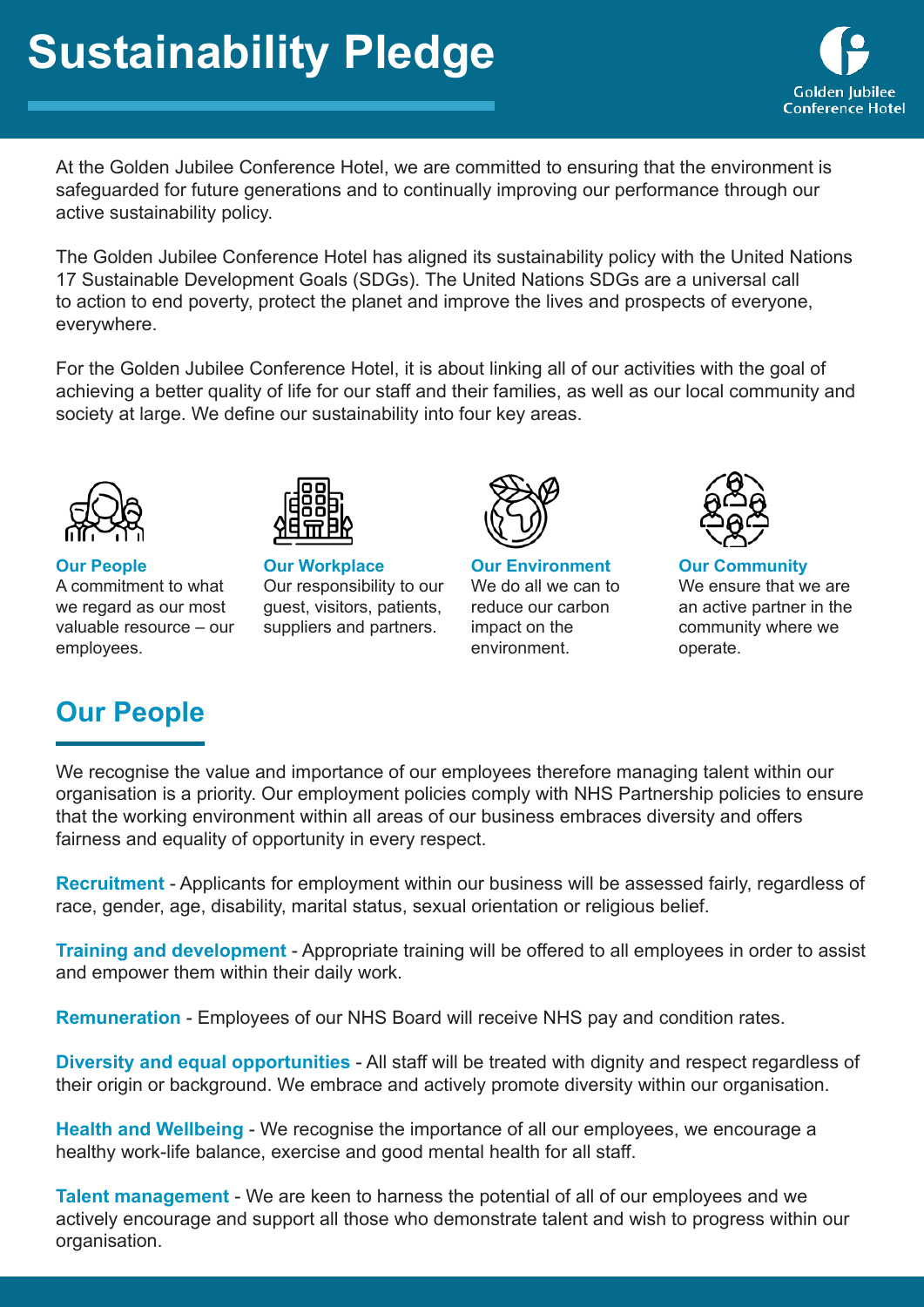# Sustainability Pledge

Golden Jubilee Conference Hotel

At the Golden Jubilee Conference Hotel, we are committed to ensuring that the environment is safeguarded for future generations and to continually improving our performance through our active sustainability policy.

The Golden Jubilee Conference Hotel has aligned its sustainability policy with the United Nations 17 Sustainable Development Goals (SDGs). The United Nations SDGs are a universal call to action to end poverty, protect the planet and improve the lives and prospects of everyone, everywhere.

For the Golden Jubilee Conference Hotel, it is about linking all of our activities with the goal of achieving a better quality of life for our staff and their families, as well as our local community and society at large. We define our sustainability into four key areas.

**Our People**
A commitment to what we regard as our most valuable resource – our employees.

**Our Workplace**
Our responsibility to our guest, visitors, patients, suppliers and partners.

**Our Environment**
We do all we can to reduce our carbon impact on the environment.

**Our Community**
We ensure that we are an active partner in the community where we operate.

## Our People

We recognise the value and importance of our employees therefore managing talent within our organisation is a priority. Our employment policies comply with NHS Partnership policies to ensure that the working environment within all areas of our business embraces diversity and offers fairness and equality of opportunity in every respect.

**Recruitment** - Applicants for employment within our business will be assessed fairly, regardless of race, gender, age, disability, marital status, sexual orientation or religious belief.

**Training and development** - Appropriate training will be offered to all employees in order to assist and empower them within their daily work.

**Remuneration** - Employees of our NHS Board will receive NHS pay and condition rates.

**Diversity and equal opportunities** - All staff will be treated with dignity and respect regardless of their origin or background. We embrace and actively promote diversity within our organisation.

**Health and Wellbeing** - We recognise the importance of all our employees, we encourage a healthy work-life balance, exercise and good mental health for all staff.

**Talent management** - We are keen to harness the potential of all of our employees and we actively encourage and support all those who demonstrate talent and wish to progress within our organisation.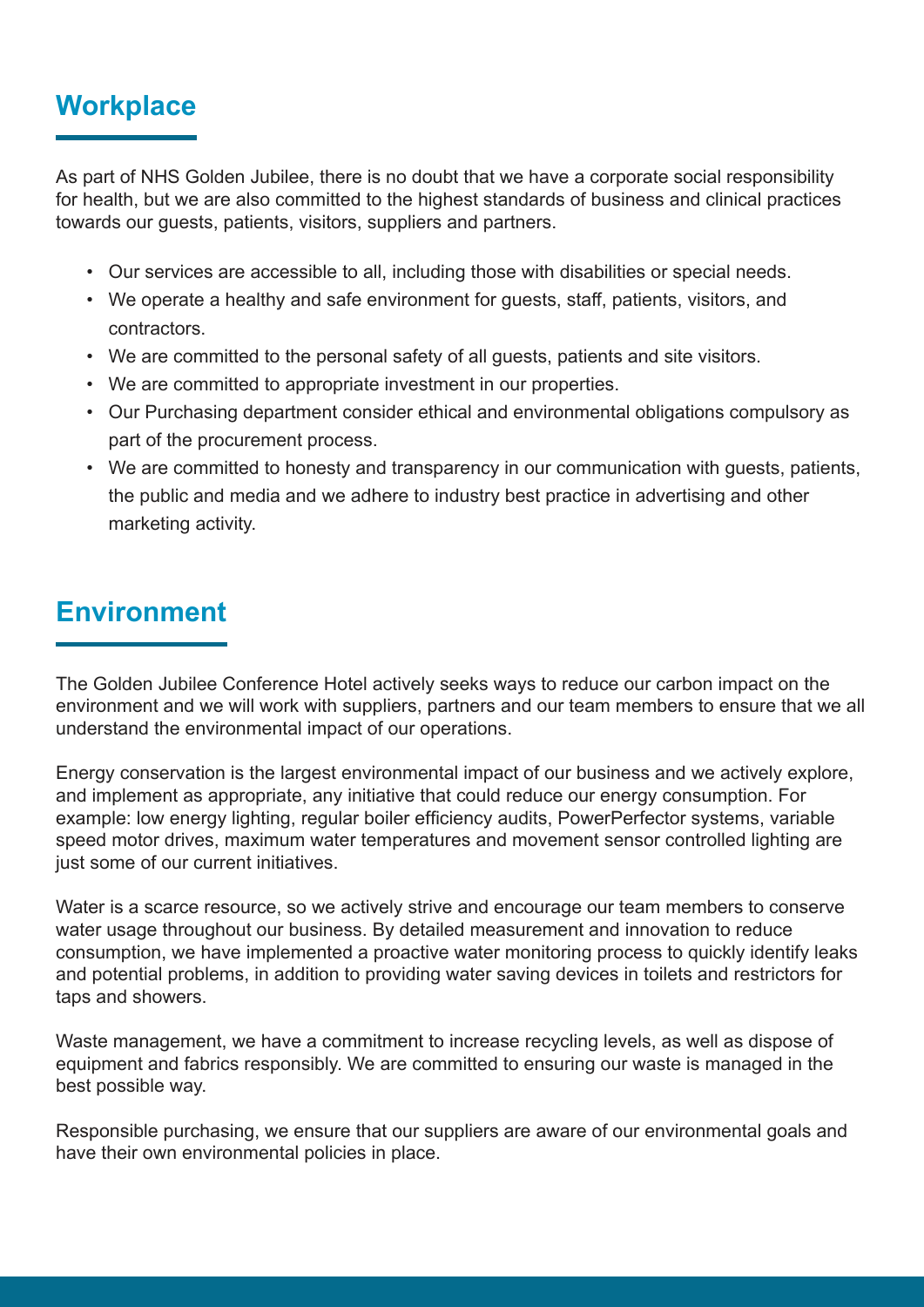## Workplace

As part of NHS Golden Jubilee, there is no doubt that we have a corporate social responsibility for health, but we are also committed to the highest standards of business and clinical practices towards our guests, patients, visitors, suppliers and partners.

- Our services are accessible to all, including those with disabilities or special needs.
- We operate a healthy and safe environment for guests, staff, patients, visitors, and contractors.
- We are committed to the personal safety of all guests, patients and site visitors.
- We are committed to appropriate investment in our properties.
- Our Purchasing department consider ethical and environmental obligations compulsory as part of the procurement process.
- We are committed to honesty and transparency in our communication with guests, patients, the public and media and we adhere to industry best practice in advertising and other marketing activity.

## Environment

The Golden Jubilee Conference Hotel actively seeks ways to reduce our carbon impact on the environment and we will work with suppliers, partners and our team members to ensure that we all understand the environmental impact of our operations.

Energy conservation is the largest environmental impact of our business and we actively explore, and implement as appropriate, any initiative that could reduce our energy consumption. For example: low energy lighting, regular boiler efficiency audits, PowerPerfector systems, variable speed motor drives, maximum water temperatures and movement sensor controlled lighting are just some of our current initiatives.

Water is a scarce resource, so we actively strive and encourage our team members to conserve water usage throughout our business. By detailed measurement and innovation to reduce consumption, we have implemented a proactive water monitoring process to quickly identify leaks and potential problems, in addition to providing water saving devices in toilets and restrictors for taps and showers.

Waste management, we have a commitment to increase recycling levels, as well as dispose of equipment and fabrics responsibly. We are committed to ensuring our waste is managed in the best possible way.

Responsible purchasing, we ensure that our suppliers are aware of our environmental goals and have their own environmental policies in place.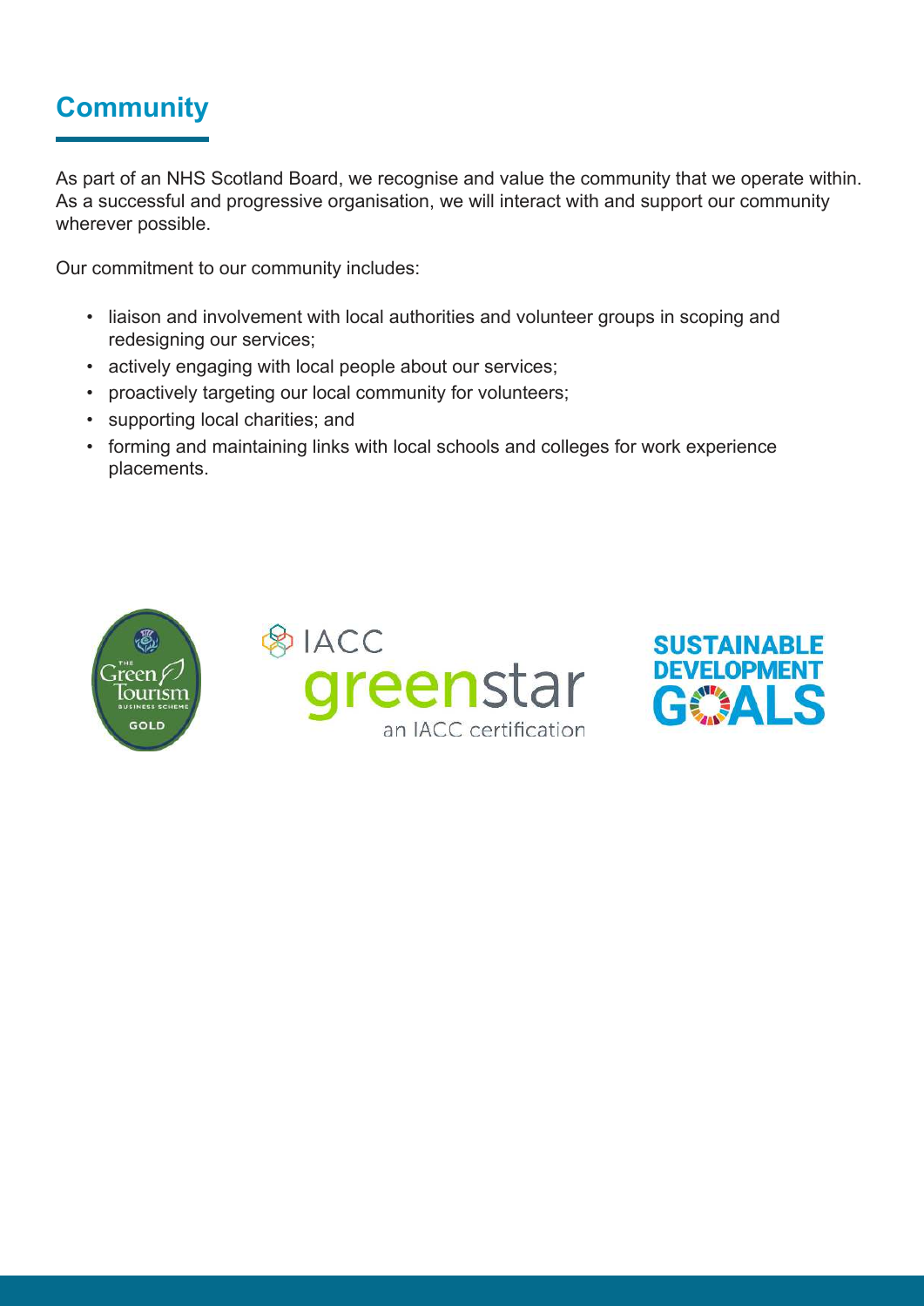## Community

As part of an NHS Scotland Board, we recognise and value the community that we operate within. As a successful and progressive organisation, we will interact with and support our community wherever possible.

Our commitment to our community includes:

- liaison and involvement with local authorities and volunteer groups in scoping and redesigning our services;
- actively engaging with local people about our services;
- proactively targeting our local community for volunteers;
- supporting local charities; and
- forming and maintaining links with local schools and colleges for work experience placements.